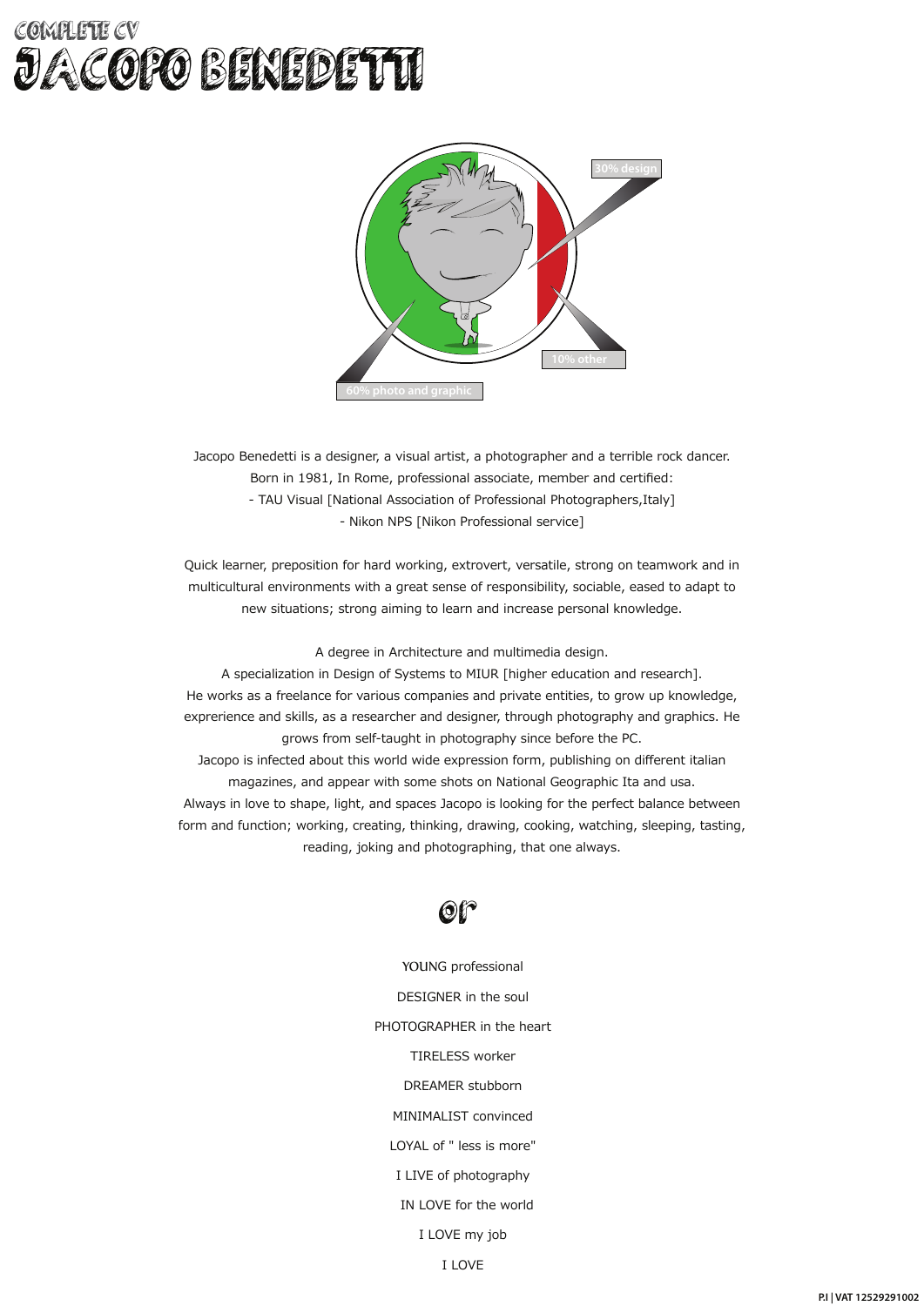COMPLETE CV

# JACOPO BENEDETTI

30% design

10% other

60% photo and graphic

Jacopo Benedetti is a designer, a visual artist, a photographer and a terrible rock dancer.
Born in 1981, In Rome, professional associate, member and certified:
- TAU Visual [National Association of Professional Photographers,Italy]
- Nikon NPS [Nikon Professional service]

Quick learner, preposition for hard working, extrovert, versatile, strong on teamwork and in multicultural environments with a great sense of responsibility, sociable, eased to adapt to new situations; strong aiming to learn and increase personal knowledge.

A degree in Architecture and multimedia design.
A specialization in Design of Systems to MIUR [higher education and research].
He works as a freelance for various companies and private entities, to grow up knowledge, exprerience and skills, as a researcher and designer, through photography and graphics. He grows from self-taught in photography since before the PC.
Jacopo is infected about this world wide expression form, publishing on different italian magazines, and appear with some shots on National Geographic Ita and usa.
Always in love to shape, light, and spaces Jacopo is looking for the perfect balance between form and function; working, creating, thinking, drawing, cooking, watching, sleeping, tasting, reading, joking and photographing, that one always.

## or

YOUNG professional

DESIGNER in the soul

PHOTOGRAPHER in the heart

TIRELESS worker

DREAMER stubborn

MINIMALIST convinced

LOYAL of " less is more"

I LIVE of photography

IN LOVE for the world

I LOVE my job

I LOVE

P.I | VAT 12529291002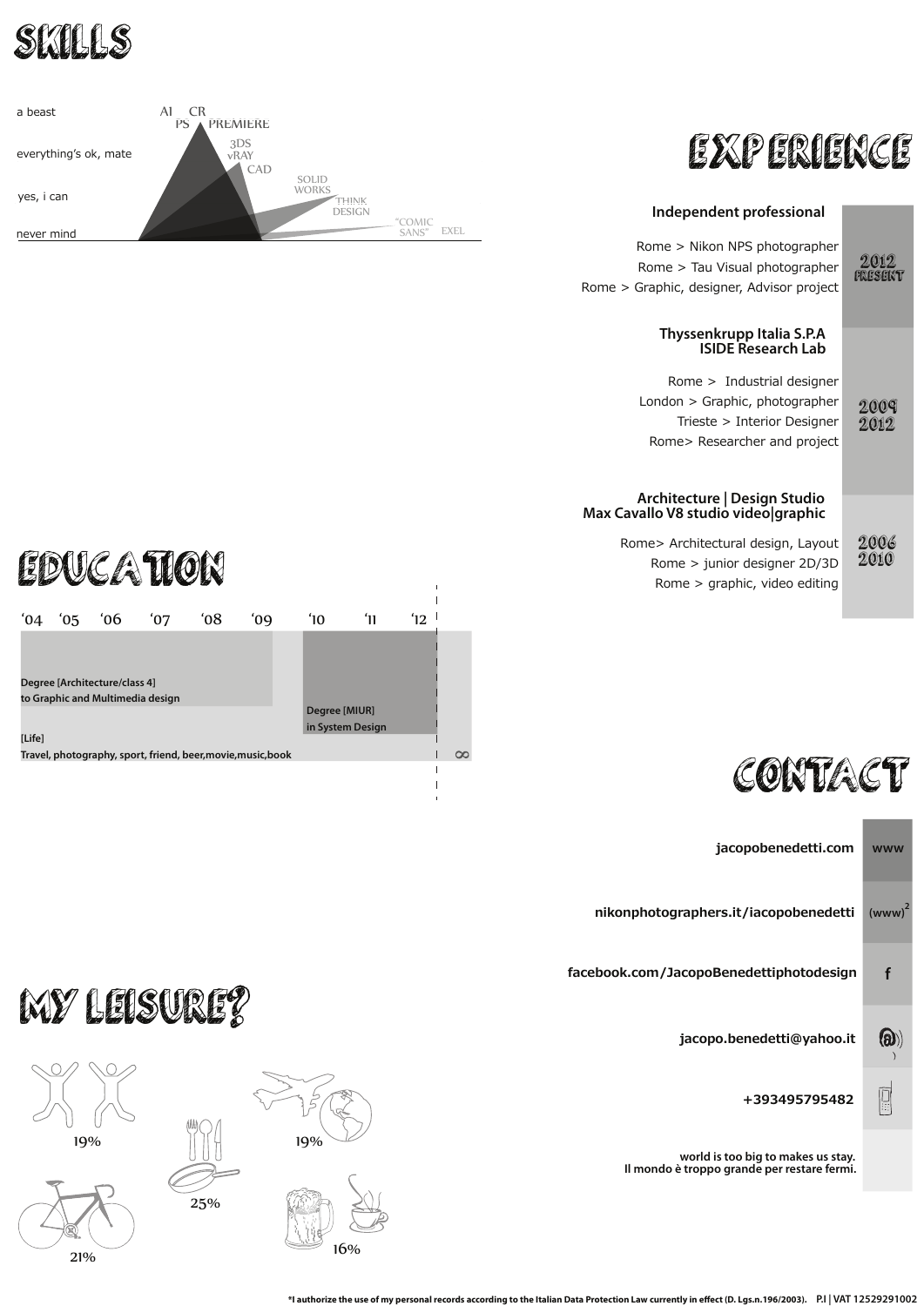# SKILLS

a beast

everything's ok, mate

yes, i can

never mind

AI CR
PS PREMIERE
3DS
vRAY
CAD
SOLID
WORKS
THINK
DESIGN
"COMIC
SANS"
EXEL

# EXPERIENCE

**Independent professional**

Rome > Nikon NPS photographer
Rome > Tau Visual photographer
Rome > Graphic, designer, Advisor project

2012
PRESENT

**Thyssenkrupp Italia S.P.A**
**ISIDE Research Lab**

Rome > Industrial designer
London > Graphic, photographer
Trieste > Interior Designer
Rome> Researcher and project

2009
2012

**Architecture | Design Studio**
**Max Cavallo V8 studio video|graphic**

Rome> Architectural design, Layout
Rome > junior designer 2D/3D
Rome > graphic, video editing

2006
2010

# EDUCATION

'04 '05 '06 '07 '08 '09 '10 '11 '12

**Degree [Architecture/class 4]**
**to Graphic and Multimedia design**

**Degree [MIUR]**
**in System Design**

**[Life]**
**Travel, photography, sport, friend, beer,movie,music,book**

∞

# CONTACT

**jacopobenedetti.com** www

**nikonphotographers.it/iacopobenedetti** (www)$^2$

**facebook.com/JacopoBenedettiphotodesign** f

**jacopo.benedetti@yahoo.it**

**+393495795482**

**world is too big to makes us stay.**
**Il mondo è troppo grande per restare fermi.**

# MY LEISURE?

19%

19%

25%

21%

16%

**\*I authorize the use of my personal records according to the Italian Data Protection Law currently in effect (D. Lgs.n.196/2003). P.I | VAT 12529291002**